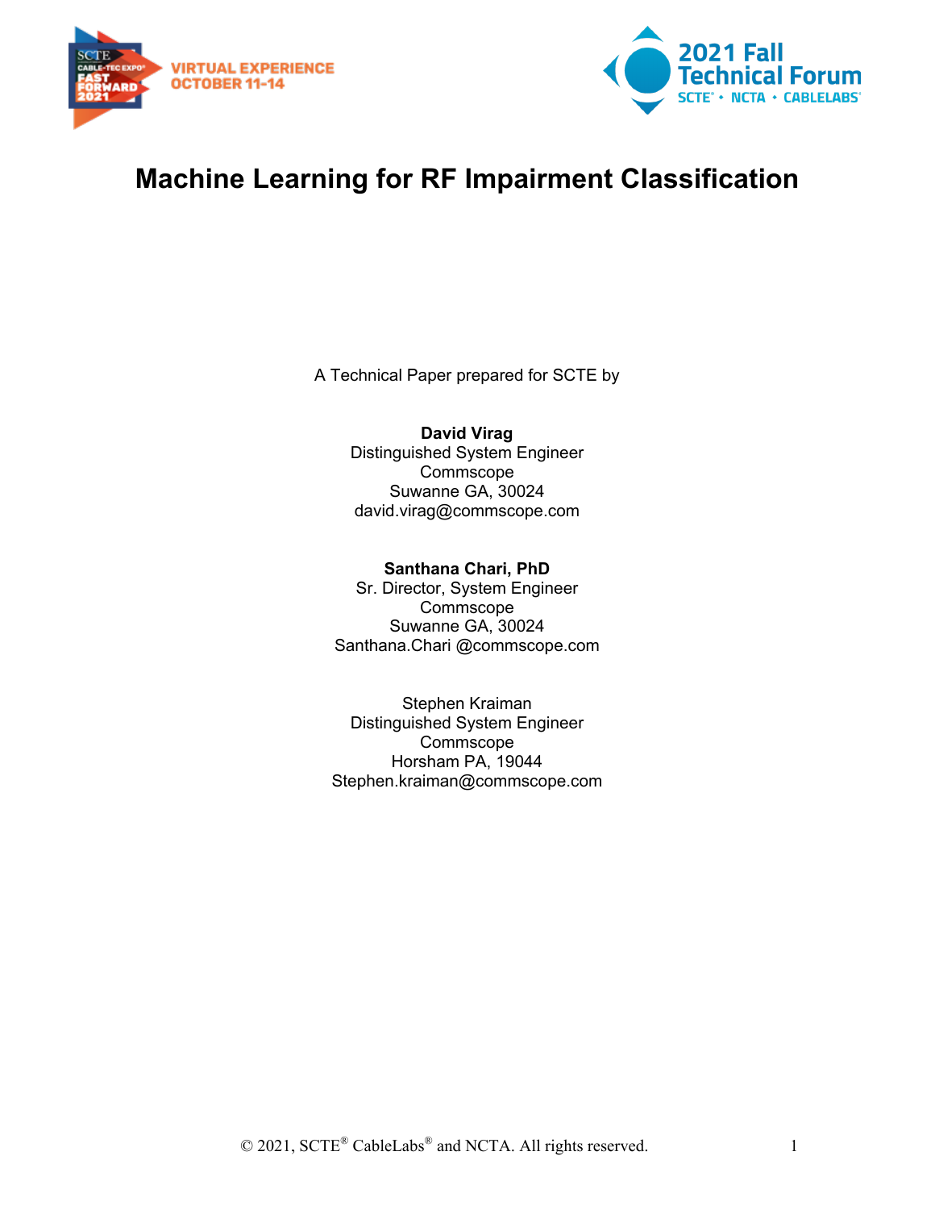# Machine Learning for RF Impairment Classification

A Technical Paper prepared for SCTE by

**David Virag**
Distinguished System Engineer
Commscope
Suwanne GA, 30024
david.virag@commscope.com

**Santhana Chari, PhD**
Sr. Director, System Engineer
Commscope
Suwanne GA, 30024
Santhana.Chari @commscope.com

Stephen Kraiman
Distinguished System Engineer
Commscope
Horsham PA, 19044
Stephen.kraiman@commscope.com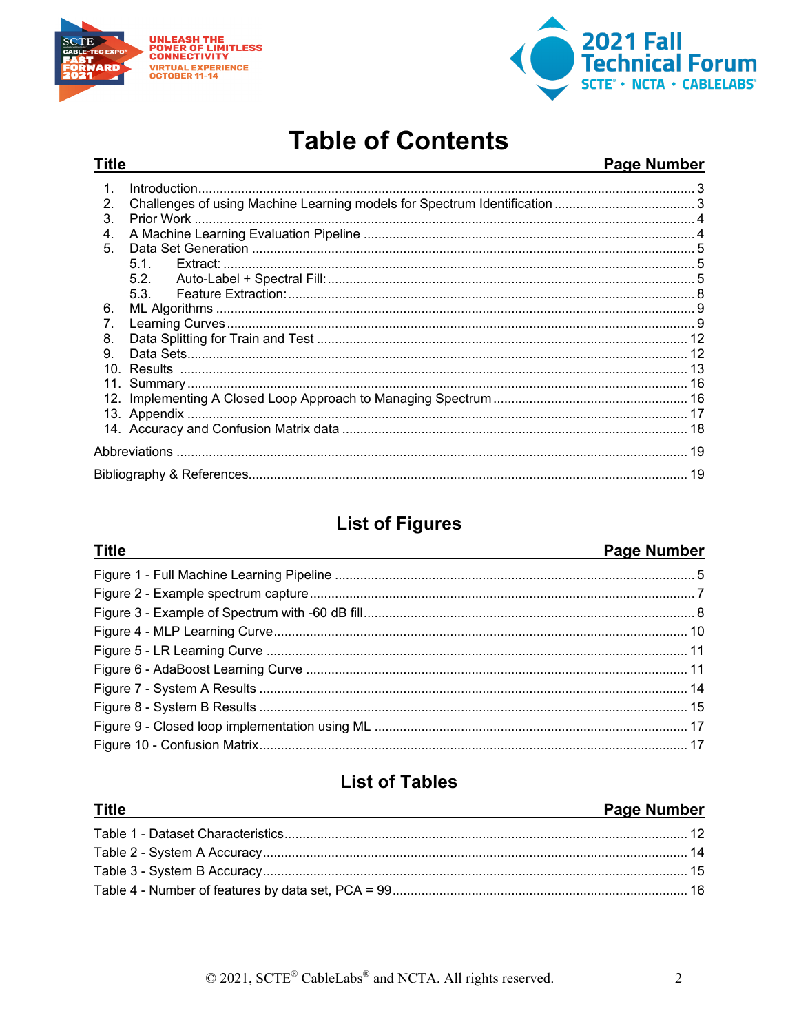# Table of Contents

| Title | Page Number |
|---|---|
| 1. Introduction | 3 |
| 2. Challenges of using Machine Learning models for Spectrum Identification | 3 |
| 3. Prior Work | 4 |
| 4. A Machine Learning Evaluation Pipeline | 4 |
| 5. Data Set Generation | 5 |
| 5.1. Extract: | 5 |
| 5.2. Auto-Label + Spectral Fill: | 5 |
| 5.3. Feature Extraction: | 8 |
| 6. ML Algorithms | 9 |
| 7. Learning Curves | 9 |
| 8. Data Splitting for Train and Test | 12 |
| 9. Data Sets | 12 |
| 10. Results | 13 |
| 11. Summary | 16 |
| 12. Implementing A Closed Loop Approach to Managing Spectrum | 16 |
| 13. Appendix | 17 |
| 14. Accuracy and Confusion Matrix data | 18 |
| Abbreviations | 19 |
| Bibliography & References | 19 |

# List of Figures

| Title | Page Number |
|---|---|
| Figure 1 - Full Machine Learning Pipeline | 5 |
| Figure 2 - Example spectrum capture | 7 |
| Figure 3 - Example of Spectrum with -60 dB fill | 8 |
| Figure 4 - MLP Learning Curve | 10 |
| Figure 5 - LR Learning Curve | 11 |
| Figure 6 - AdaBoost Learning Curve | 11 |
| Figure 7 - System A Results | 14 |
| Figure 8 - System B Results | 15 |
| Figure 9 - Closed loop implementation using ML | 17 |
| Figure 10 - Confusion Matrix | 17 |

# List of Tables

| Title | Page Number |
|---|---|
| Table 1 - Dataset Characteristics | 12 |
| Table 2 - System A Accuracy | 14 |
| Table 3 - System B Accuracy | 15 |
| Table 4 - Number of features by data set, PCA = 99 | 16 |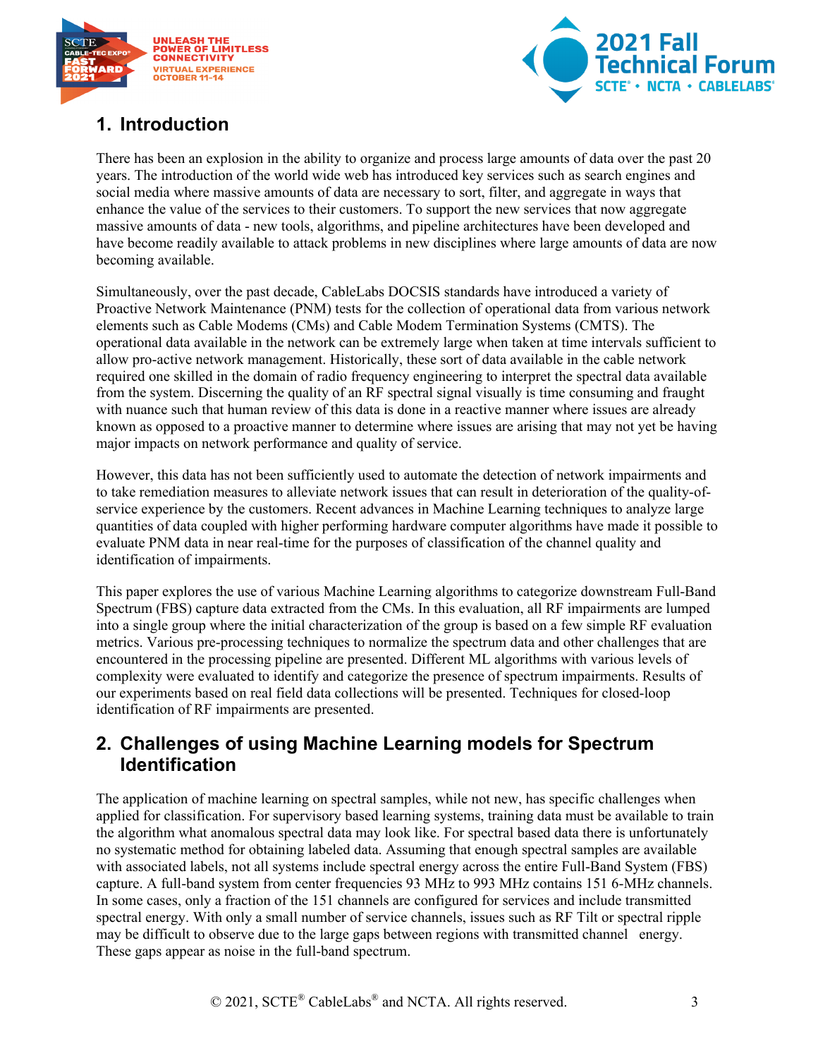## 1. Introduction

There has been an explosion in the ability to organize and process large amounts of data over the past 20 years. The introduction of the world wide web has introduced key services such as search engines and social media where massive amounts of data are necessary to sort, filter, and aggregate in ways that enhance the value of the services to their customers. To support the new services that now aggregate massive amounts of data - new tools, algorithms, and pipeline architectures have been developed and have become readily available to attack problems in new disciplines where large amounts of data are now becoming available.

Simultaneously, over the past decade, CableLabs DOCSIS standards have introduced a variety of Proactive Network Maintenance (PNM) tests for the collection of operational data from various network elements such as Cable Modems (CMs) and Cable Modem Termination Systems (CMTS). The operational data available in the network can be extremely large when taken at time intervals sufficient to allow pro-active network management. Historically, these sort of data available in the cable network required one skilled in the domain of radio frequency engineering to interpret the spectral data available from the system. Discerning the quality of an RF spectral signal visually is time consuming and fraught with nuance such that human review of this data is done in a reactive manner where issues are already known as opposed to a proactive manner to determine where issues are arising that may not yet be having major impacts on network performance and quality of service.

However, this data has not been sufficiently used to automate the detection of network impairments and to take remediation measures to alleviate network issues that can result in deterioration of the quality-of-service experience by the customers. Recent advances in Machine Learning techniques to analyze large quantities of data coupled with higher performing hardware computer algorithms have made it possible to evaluate PNM data in near real-time for the purposes of classification of the channel quality and identification of impairments.

This paper explores the use of various Machine Learning algorithms to categorize downstream Full-Band Spectrum (FBS) capture data extracted from the CMs. In this evaluation, all RF impairments are lumped into a single group where the initial characterization of the group is based on a few simple RF evaluation metrics. Various pre-processing techniques to normalize the spectrum data and other challenges that are encountered in the processing pipeline are presented. Different ML algorithms with various levels of complexity were evaluated to identify and categorize the presence of spectrum impairments. Results of our experiments based on real field data collections will be presented. Techniques for closed-loop identification of RF impairments are presented.

## 2. Challenges of using Machine Learning models for Spectrum Identification

The application of machine learning on spectral samples, while not new, has specific challenges when applied for classification. For supervisory based learning systems, training data must be available to train the algorithm what anomalous spectral data may look like. For spectral based data there is unfortunately no systematic method for obtaining labeled data. Assuming that enough spectral samples are available with associated labels, not all systems include spectral energy across the entire Full-Band System (FBS) capture. A full-band system from center frequencies 93 MHz to 993 MHz contains 151 6-MHz channels. In some cases, only a fraction of the 151 channels are configured for services and include transmitted spectral energy. With only a small number of service channels, issues such as RF Tilt or spectral ripple may be difficult to observe due to the large gaps between regions with transmitted channel energy. These gaps appear as noise in the full-band spectrum.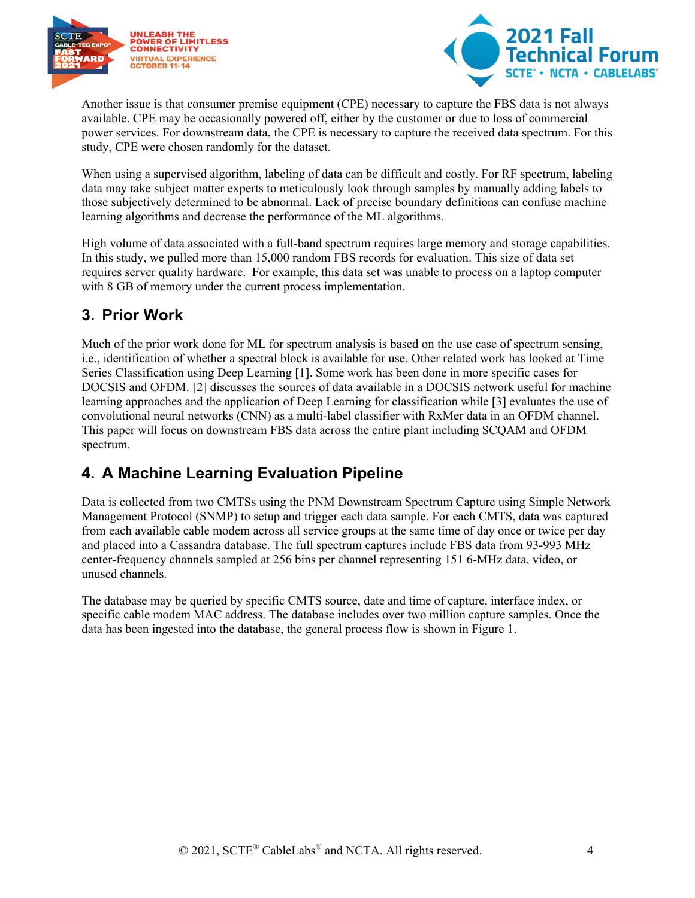Another issue is that consumer premise equipment (CPE) necessary to capture the FBS data is not always available. CPE may be occasionally powered off, either by the customer or due to loss of commercial power services. For downstream data, the CPE is necessary to capture the received data spectrum. For this study, CPE were chosen randomly for the dataset.

When using a supervised algorithm, labeling of data can be difficult and costly. For RF spectrum, labeling data may take subject matter experts to meticulously look through samples by manually adding labels to those subjectively determined to be abnormal. Lack of precise boundary definitions can confuse machine learning algorithms and decrease the performance of the ML algorithms.

High volume of data associated with a full-band spectrum requires large memory and storage capabilities. In this study, we pulled more than 15,000 random FBS records for evaluation. This size of data set requires server quality hardware. For example, this data set was unable to process on a laptop computer with 8 GB of memory under the current process implementation.

## 3. Prior Work

Much of the prior work done for ML for spectrum analysis is based on the use case of spectrum sensing, i.e., identification of whether a spectral block is available for use. Other related work has looked at Time Series Classification using Deep Learning [1]. Some work has been done in more specific cases for DOCSIS and OFDM. [2] discusses the sources of data available in a DOCSIS network useful for machine learning approaches and the application of Deep Learning for classification while [3] evaluates the use of convolutional neural networks (CNN) as a multi-label classifier with RxMer data in an OFDM channel. This paper will focus on downstream FBS data across the entire plant including SCQAM and OFDM spectrum.

## 4. A Machine Learning Evaluation Pipeline

Data is collected from two CMTSs using the PNM Downstream Spectrum Capture using Simple Network Management Protocol (SNMP) to setup and trigger each data sample. For each CMTS, data was captured from each available cable modem across all service groups at the same time of day once or twice per day and placed into a Cassandra database. The full spectrum captures include FBS data from 93-993 MHz center-frequency channels sampled at 256 bins per channel representing 151 6-MHz data, video, or unused channels.

The database may be queried by specific CMTS source, date and time of capture, interface index, or specific cable modem MAC address. The database includes over two million capture samples. Once the data has been ingested into the database, the general process flow is shown in Figure 1.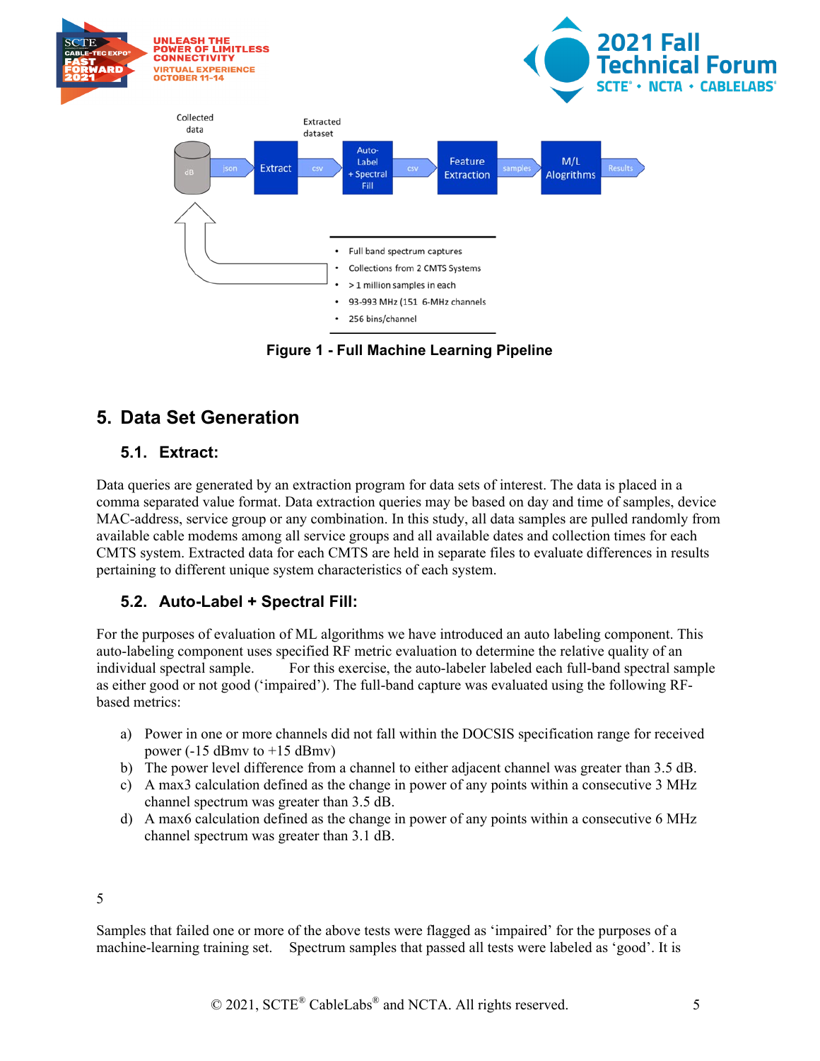Figure 1 - Full Machine Learning Pipeline

## 5. Data Set Generation

### 5.1. Extract:

Data queries are generated by an extraction program for data sets of interest. The data is placed in a comma separated value format. Data extraction queries may be based on day and time of samples, device MAC-address, service group or any combination. In this study, all data samples are pulled randomly from available cable modems among all service groups and all available dates and collection times for each CMTS system. Extracted data for each CMTS are held in separate files to evaluate differences in results pertaining to different unique system characteristics of each system.

### 5.2. Auto-Label + Spectral Fill:

For the purposes of evaluation of ML algorithms we have introduced an auto labeling component. This auto-labeling component uses specified RF metric evaluation to determine the relative quality of an individual spectral sample. For this exercise, the auto-labeler labeled each full-band spectral sample as either good or not good ('impaired'). The full-band capture was evaluated using the following RF-based metrics:

a) Power in one or more channels did not fall within the DOCSIS specification range for received power (-15 dBmv to +15 dBmv)
b) The power level difference from a channel to either adjacent channel was greater than 3.5 dB.
c) A max3 calculation defined as the change in power of any points within a consecutive 3 MHz channel spectrum was greater than 3.5 dB.
d) A max6 calculation defined as the change in power of any points within a consecutive 6 MHz channel spectrum was greater than 3.1 dB.

5

Samples that failed one or more of the above tests were flagged as 'impaired' for the purposes of a machine-learning training set. Spectrum samples that passed all tests were labeled as 'good'. It is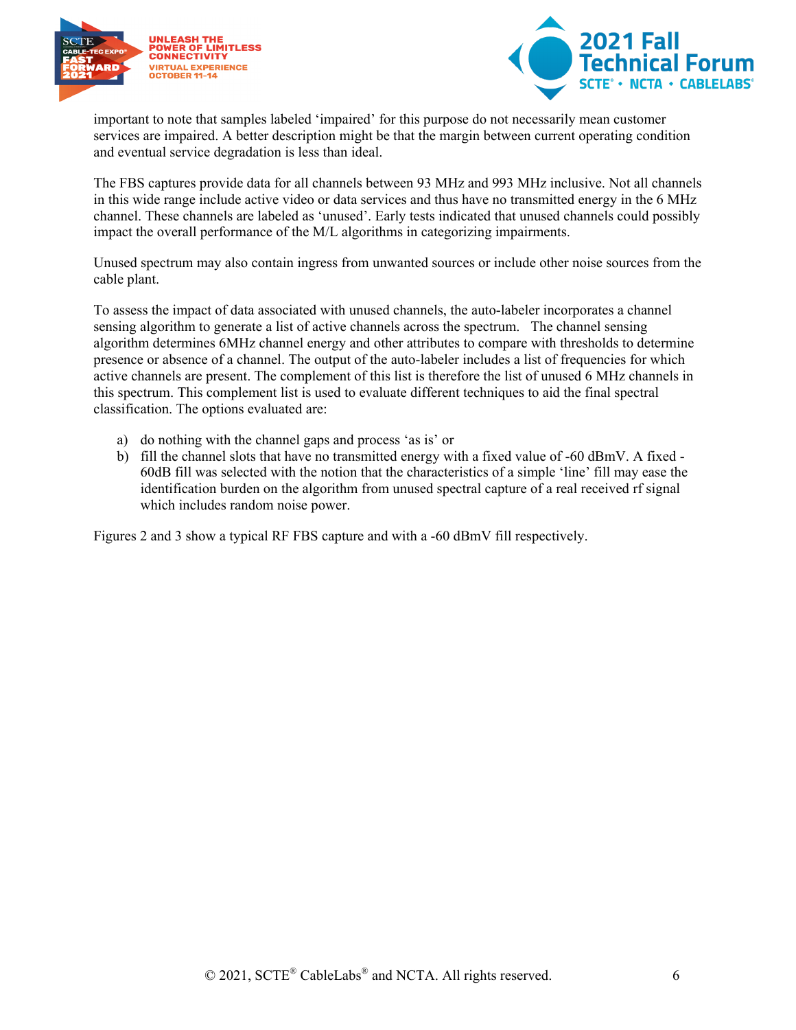important to note that samples labeled 'impaired' for this purpose do not necessarily mean customer services are impaired. A better description might be that the margin between current operating condition and eventual service degradation is less than ideal.

The FBS captures provide data for all channels between 93 MHz and 993 MHz inclusive. Not all channels in this wide range include active video or data services and thus have no transmitted energy in the 6 MHz channel. These channels are labeled as 'unused'. Early tests indicated that unused channels could possibly impact the overall performance of the M/L algorithms in categorizing impairments.

Unused spectrum may also contain ingress from unwanted sources or include other noise sources from the cable plant.

To assess the impact of data associated with unused channels, the auto-labeler incorporates a channel sensing algorithm to generate a list of active channels across the spectrum. The channel sensing algorithm determines 6MHz channel energy and other attributes to compare with thresholds to determine presence or absence of a channel. The output of the auto-labeler includes a list of frequencies for which active channels are present. The complement of this list is therefore the list of unused 6 MHz channels in this spectrum. This complement list is used to evaluate different techniques to aid the final spectral classification. The options evaluated are:

a) do nothing with the channel gaps and process 'as is' or
b) fill the channel slots that have no transmitted energy with a fixed value of -60 dBmV. A fixed -60dB fill was selected with the notion that the characteristics of a simple 'line' fill may ease the identification burden on the algorithm from unused spectral capture of a real received rf signal which includes random noise power.

Figures 2 and 3 show a typical RF FBS capture and with a -60 dBmV fill respectively.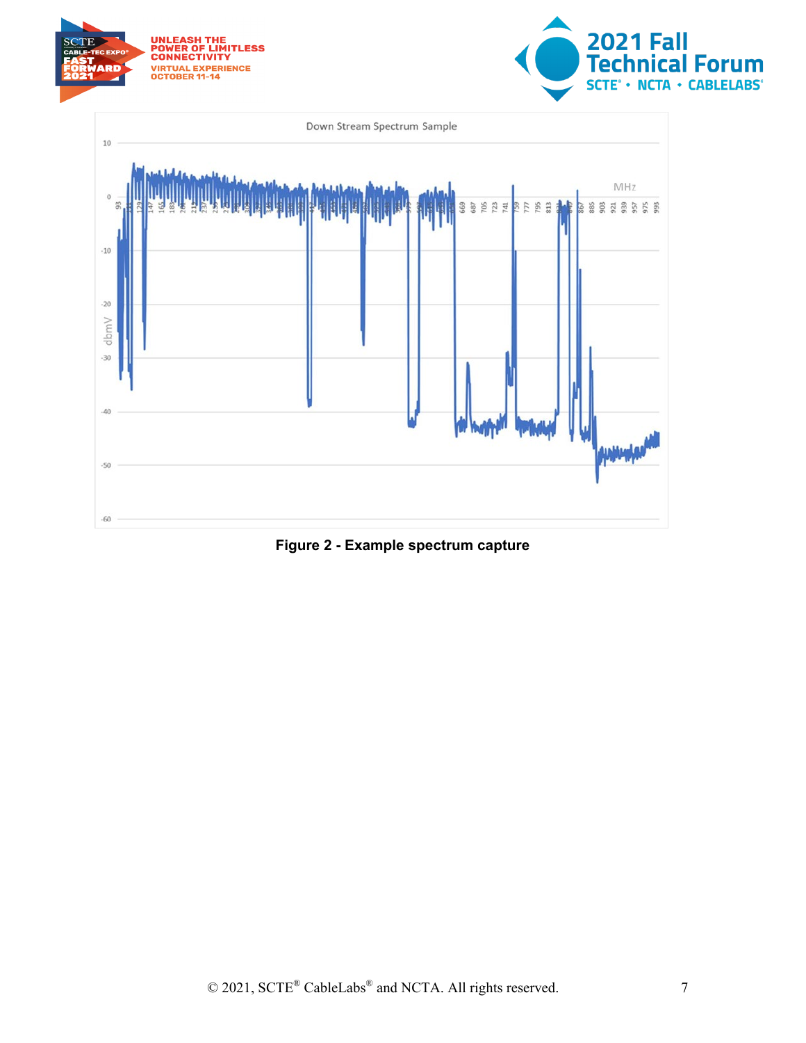Figure 2 - Example spectrum capture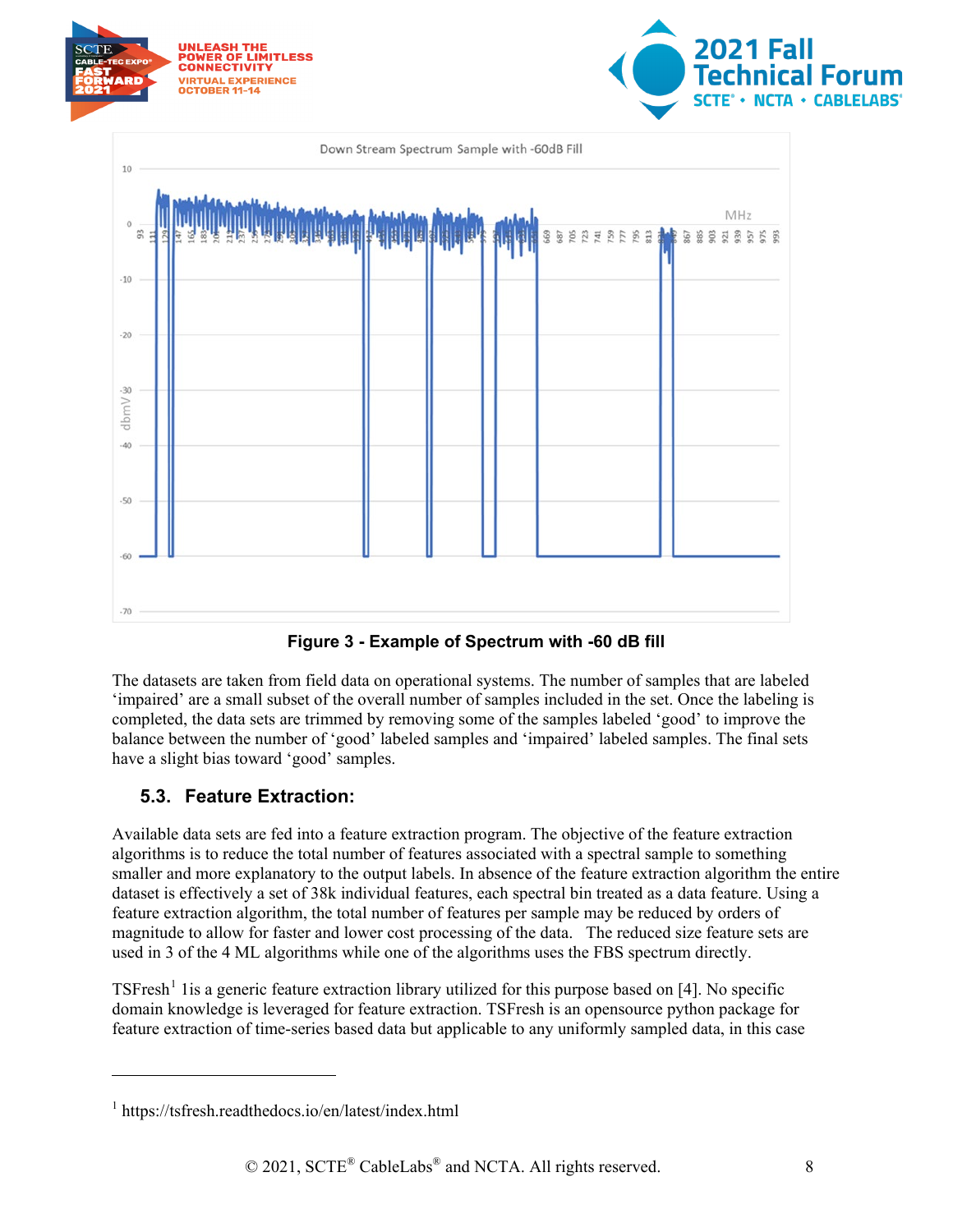Figure 3 - Example of Spectrum with -60 dB fill

The datasets are taken from field data on operational systems. The number of samples that are labeled ‘impaired’ are a small subset of the overall number of samples included in the set. Once the labeling is completed, the data sets are trimmed by removing some of the samples labeled ‘good’ to improve the balance between the number of ‘good’ labeled samples and ‘impaired’ labeled samples. The final sets have a slight bias toward ‘good’ samples.

### 5.3. Feature Extraction:

Available data sets are fed into a feature extraction program. The objective of the feature extraction algorithms is to reduce the total number of features associated with a spectral sample to something smaller and more explanatory to the output labels. In absence of the feature extraction algorithm the entire dataset is effectively a set of 38k individual features, each spectral bin treated as a data feature. Using a feature extraction algorithm, the total number of features per sample may be reduced by orders of magnitude to allow for faster and lower cost processing of the data. The reduced size feature sets are used in 3 of the 4 ML algorithms while one of the algorithms uses the FBS spectrum directly.

TSFresh[1] 1is a generic feature extraction library utilized for this purpose based on [4]. No specific domain knowledge is leveraged for feature extraction. TSFresh is an opensource python package for feature extraction of time-series based data but applicable to any uniformly sampled data, in this case

[1] https://tsfresh.readthedocs.io/en/latest/index.html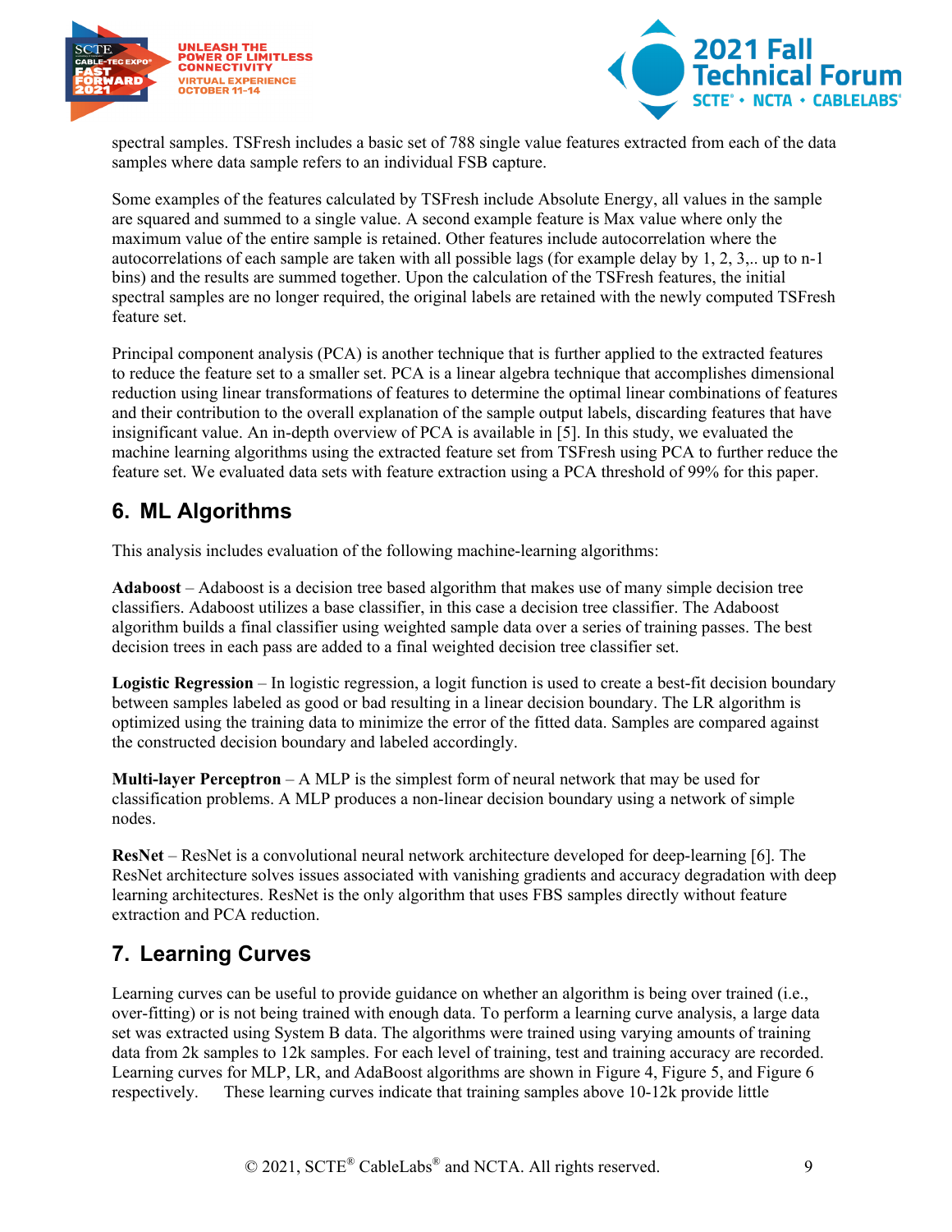spectral samples. TSFresh includes a basic set of 788 single value features extracted from each of the data samples where data sample refers to an individual FSB capture.

Some examples of the features calculated by TSFresh include Absolute Energy, all values in the sample are squared and summed to a single value. A second example feature is Max value where only the maximum value of the entire sample is retained. Other features include autocorrelation where the autocorrelations of each sample are taken with all possible lags (for example delay by 1, 2, 3,.. up to n-1 bins) and the results are summed together. Upon the calculation of the TSFresh features, the initial spectral samples are no longer required, the original labels are retained with the newly computed TSFresh feature set.

Principal component analysis (PCA) is another technique that is further applied to the extracted features to reduce the feature set to a smaller set. PCA is a linear algebra technique that accomplishes dimensional reduction using linear transformations of features to determine the optimal linear combinations of features and their contribution to the overall explanation of the sample output labels, discarding features that have insignificant value. An in-depth overview of PCA is available in [5]. In this study, we evaluated the machine learning algorithms using the extracted feature set from TSFresh using PCA to further reduce the feature set. We evaluated data sets with feature extraction using a PCA threshold of 99% for this paper.

## 6. ML Algorithms

This analysis includes evaluation of the following machine-learning algorithms:

**Adaboost** – Adaboost is a decision tree based algorithm that makes use of many simple decision tree classifiers. Adaboost utilizes a base classifier, in this case a decision tree classifier. The Adaboost algorithm builds a final classifier using weighted sample data over a series of training passes. The best decision trees in each pass are added to a final weighted decision tree classifier set.

**Logistic Regression** – In logistic regression, a logit function is used to create a best-fit decision boundary between samples labeled as good or bad resulting in a linear decision boundary. The LR algorithm is optimized using the training data to minimize the error of the fitted data. Samples are compared against the constructed decision boundary and labeled accordingly.

**Multi-layer Perceptron** – A MLP is the simplest form of neural network that may be used for classification problems. A MLP produces a non-linear decision boundary using a network of simple nodes.

**ResNet** – ResNet is a convolutional neural network architecture developed for deep-learning [6]. The ResNet architecture solves issues associated with vanishing gradients and accuracy degradation with deep learning architectures. ResNet is the only algorithm that uses FBS samples directly without feature extraction and PCA reduction.

## 7. Learning Curves

Learning curves can be useful to provide guidance on whether an algorithm is being over trained (i.e., over-fitting) or is not being trained with enough data. To perform a learning curve analysis, a large data set was extracted using System B data. The algorithms were trained using varying amounts of training data from 2k samples to 12k samples. For each level of training, test and training accuracy are recorded. Learning curves for MLP, LR, and AdaBoost algorithms are shown in Figure 4, Figure 5, and Figure 6 respectively. These learning curves indicate that training samples above 10-12k provide little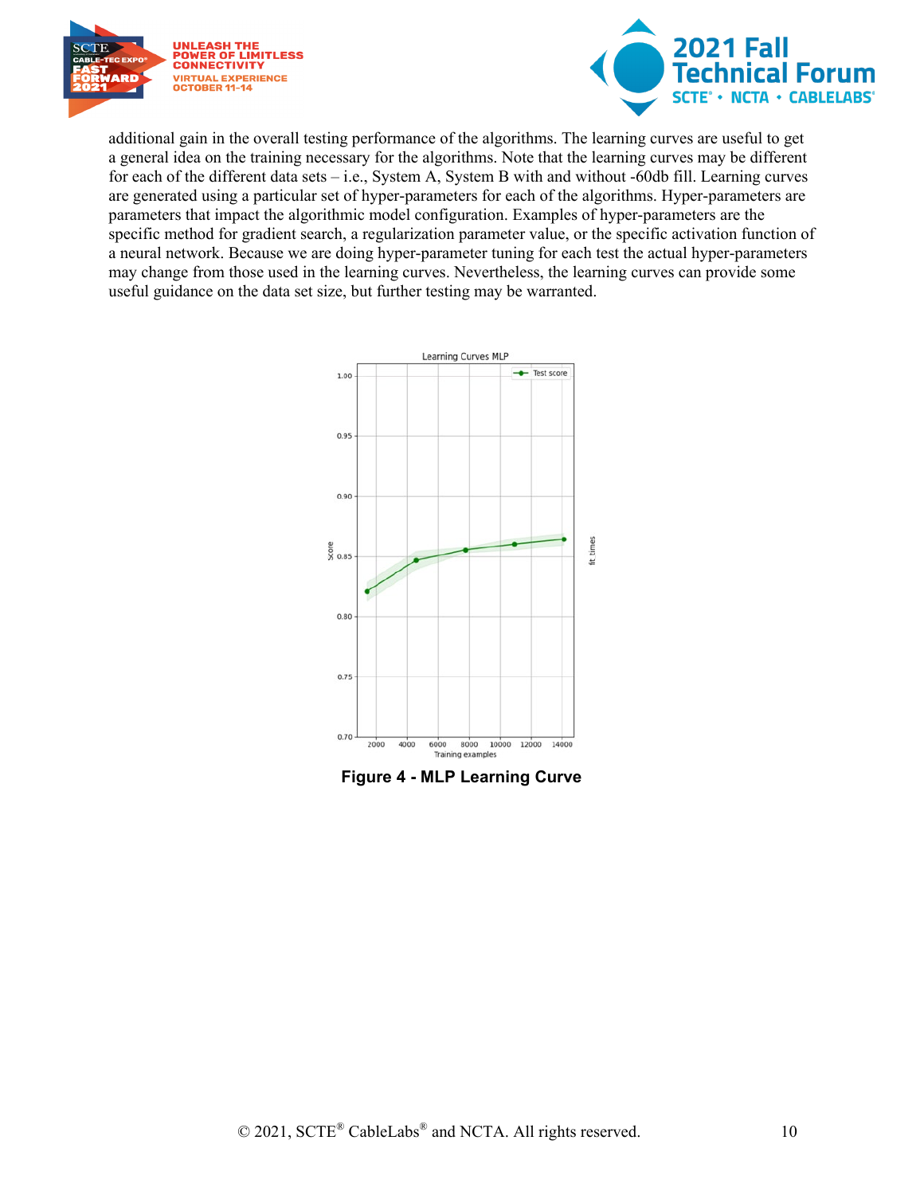additional gain in the overall testing performance of the algorithms. The learning curves are useful to get a general idea on the training necessary for the algorithms. Note that the learning curves may be different for each of the different data sets – i.e., System A, System B with and without -60db fill. Learning curves are generated using a particular set of hyper-parameters for each of the algorithms. Hyper-parameters are parameters that impact the algorithmic model configuration. Examples of hyper-parameters are the specific method for gradient search, a regularization parameter value, or the specific activation function of a neural network. Because we are doing hyper-parameter tuning for each test the actual hyper-parameters may change from those used in the learning curves. Nevertheless, the learning curves can provide some useful guidance on the data set size, but further testing may be warranted.

**Figure 4 - MLP Learning Curve**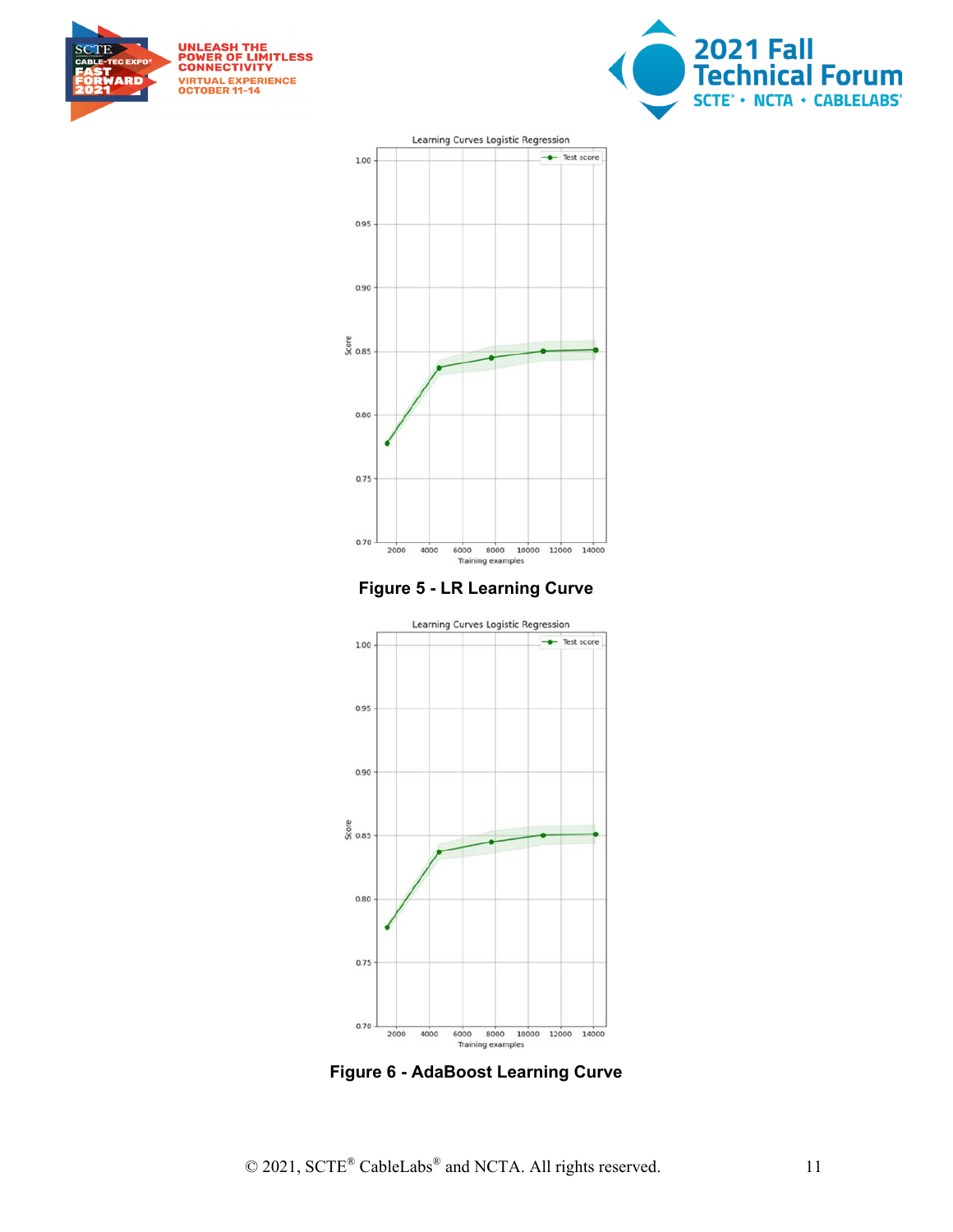Figure 5 - LR Learning Curve

Figure 6 - AdaBoost Learning Curve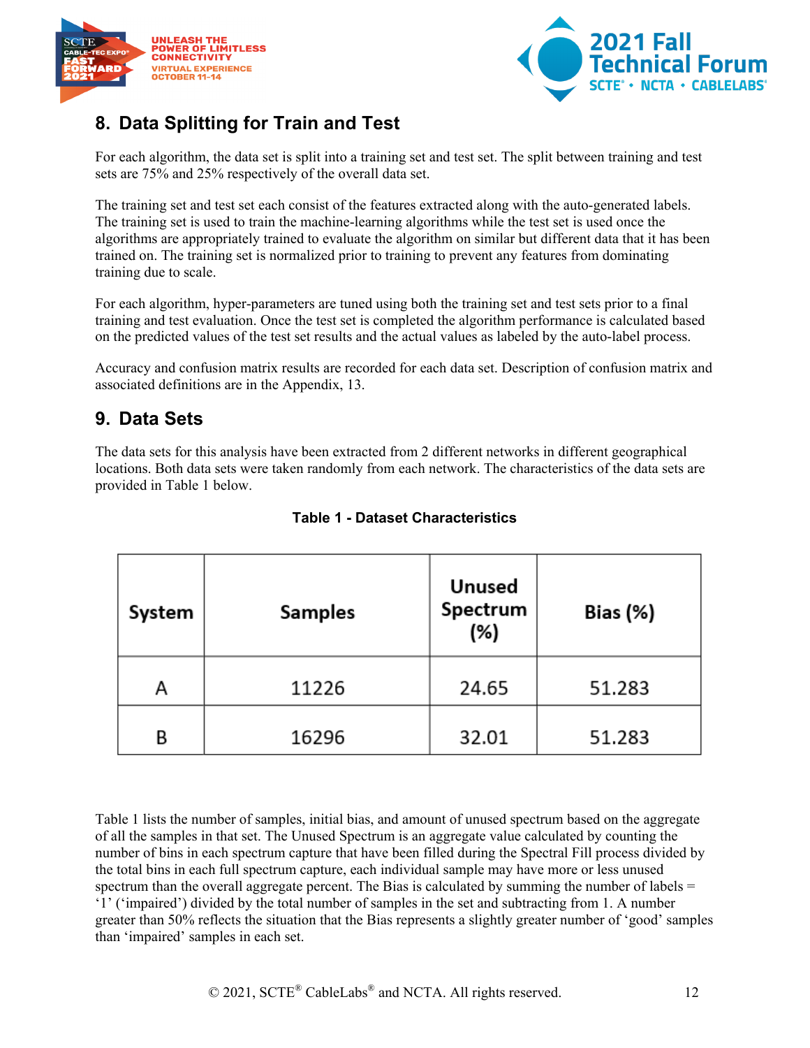## 8. Data Splitting for Train and Test

For each algorithm, the data set is split into a training set and test set. The split between training and test sets are 75% and 25% respectively of the overall data set.

The training set and test set each consist of the features extracted along with the auto-generated labels. The training set is used to train the machine-learning algorithms while the test set is used once the algorithms are appropriately trained to evaluate the algorithm on similar but different data that it has been trained on. The training set is normalized prior to training to prevent any features from dominating training due to scale.

For each algorithm, hyper-parameters are tuned using both the training set and test sets prior to a final training and test evaluation. Once the test set is completed the algorithm performance is calculated based on the predicted values of the test set results and the actual values as labeled by the auto-label process.

Accuracy and confusion matrix results are recorded for each data set. Description of confusion matrix and associated definitions are in the Appendix, 13.

## 9. Data Sets

The data sets for this analysis have been extracted from 2 different networks in different geographical locations. Both data sets were taken randomly from each network. The characteristics of the data sets are provided in Table 1 below.

**Table 1 - Dataset Characteristics**

| System | Samples | Unused Spectrum (%) | Bias (%) |
|---|---|---|---|
| A | 11226 | 24.65 | 51.283 |
| B | 16296 | 32.01 | 51.283 |

Table 1 lists the number of samples, initial bias, and amount of unused spectrum based on the aggregate of all the samples in that set. The Unused Spectrum is an aggregate value calculated by counting the number of bins in each spectrum capture that have been filled during the Spectral Fill process divided by the total bins in each full spectrum capture, each individual sample may have more or less unused spectrum than the overall aggregate percent. The Bias is calculated by summing the number of labels = ‘1’ (‘impaired’) divided by the total number of samples in the set and subtracting from 1. A number greater than 50% reflects the situation that the Bias represents a slightly greater number of ‘good’ samples than ‘impaired’ samples in each set.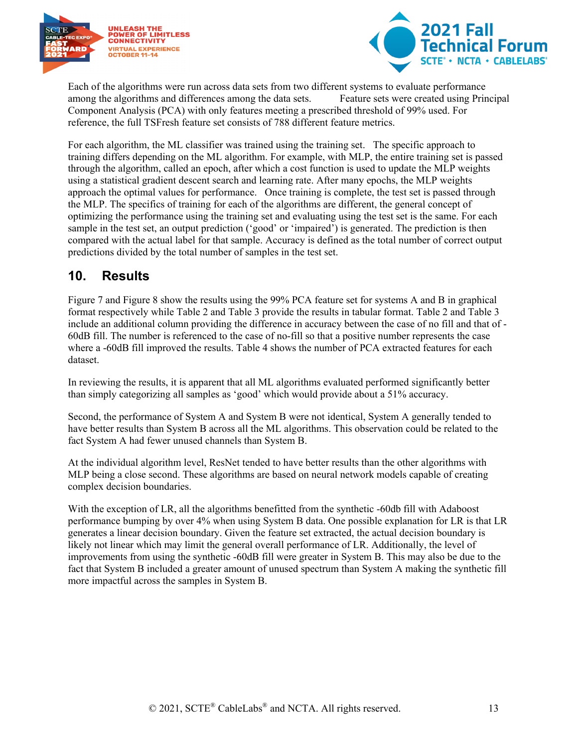Each of the algorithms were run across data sets from two different systems to evaluate performance among the algorithms and differences among the data sets. Feature sets were created using Principal Component Analysis (PCA) with only features meeting a prescribed threshold of 99% used. For reference, the full TSFresh feature set consists of 788 different feature metrics.

For each algorithm, the ML classifier was trained using the training set. The specific approach to training differs depending on the ML algorithm. For example, with MLP, the entire training set is passed through the algorithm, called an epoch, after which a cost function is used to update the MLP weights using a statistical gradient descent search and learning rate. After many epochs, the MLP weights approach the optimal values for performance. Once training is complete, the test set is passed through the MLP. The specifics of training for each of the algorithms are different, the general concept of optimizing the performance using the training set and evaluating using the test set is the same. For each sample in the test set, an output prediction ('good' or 'impaired') is generated. The prediction is then compared with the actual label for that sample. Accuracy is defined as the total number of correct output predictions divided by the total number of samples in the test set.

## 10. Results

Figure 7 and Figure 8 show the results using the 99% PCA feature set for systems A and B in graphical format respectively while Table 2 and Table 3 provide the results in tabular format. Table 2 and Table 3 include an additional column providing the difference in accuracy between the case of no fill and that of -60dB fill. The number is referenced to the case of no-fill so that a positive number represents the case where a -60dB fill improved the results. Table 4 shows the number of PCA extracted features for each dataset.

In reviewing the results, it is apparent that all ML algorithms evaluated performed significantly better than simply categorizing all samples as 'good' which would provide about a 51% accuracy.

Second, the performance of System A and System B were not identical, System A generally tended to have better results than System B across all the ML algorithms. This observation could be related to the fact System A had fewer unused channels than System B.

At the individual algorithm level, ResNet tended to have better results than the other algorithms with MLP being a close second. These algorithms are based on neural network models capable of creating complex decision boundaries.

With the exception of LR, all the algorithms benefitted from the synthetic -60db fill with Adaboost performance bumping by over 4% when using System B data. One possible explanation for LR is that LR generates a linear decision boundary. Given the feature set extracted, the actual decision boundary is likely not linear which may limit the general overall performance of LR. Additionally, the level of improvements from using the synthetic -60dB fill were greater in System B. This may also be due to the fact that System B included a greater amount of unused spectrum than System A making the synthetic fill more impactful across the samples in System B.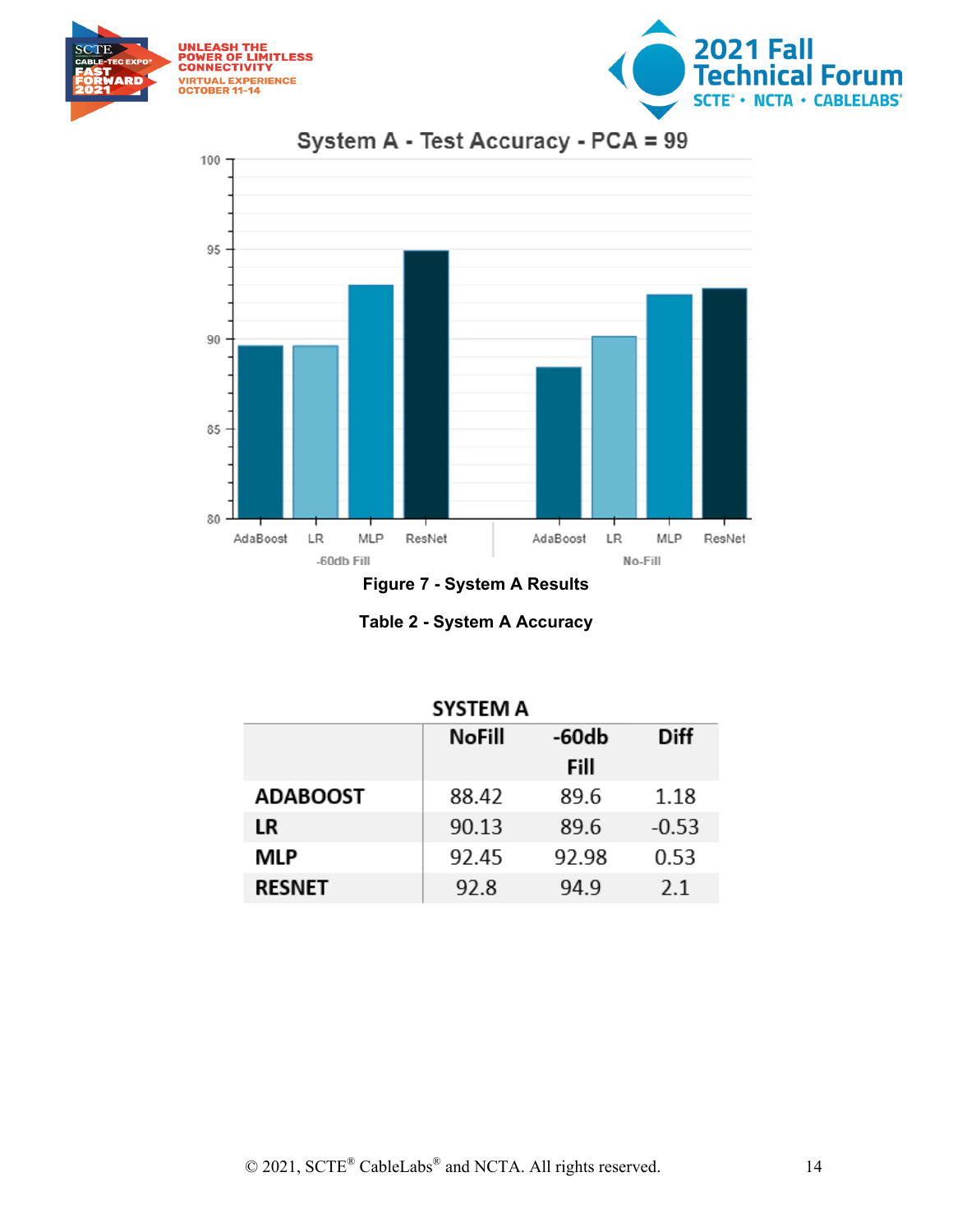Figure 7 - System A Results

Table 2 - System A Accuracy

| SYSTEM A | NoFill | -60db Fill | Diff |
|---|---|---|---|
| ADABOOST | 88.42 | 89.6 | 1.18 |
| LR | 90.13 | 89.6 | -0.53 |
| MLP | 92.45 | 92.98 | 0.53 |
| RESNET | 92.8 | 94.9 | 2.1 |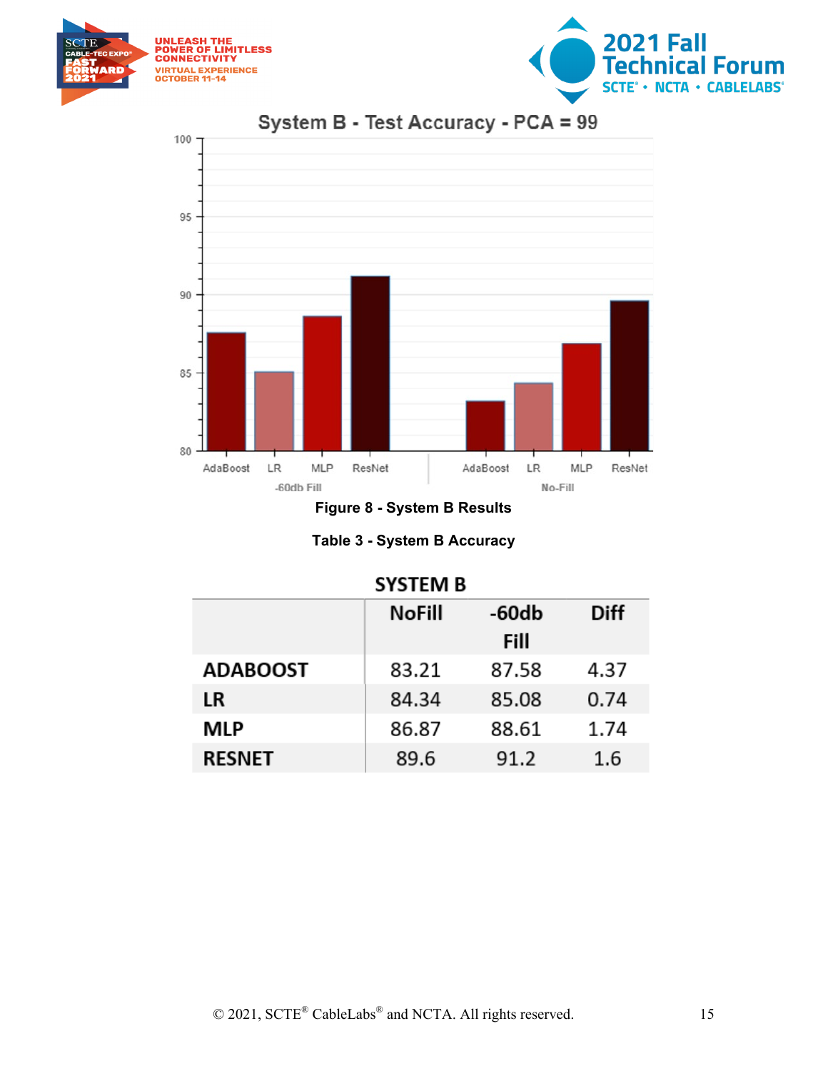Figure 8 - System B Results

Table 3 - System B Accuracy

| SYSTEM B | | | |
|---|---|---|---|
| | NoFill | -60db Fill | Diff |
| ADABOOST | 83.21 | 87.58 | 4.37 |
| LR | 84.34 | 85.08 | 0.74 |
| MLP | 86.87 | 88.61 | 1.74 |
| RESNET | 89.6 | 91.2 | 1.6 |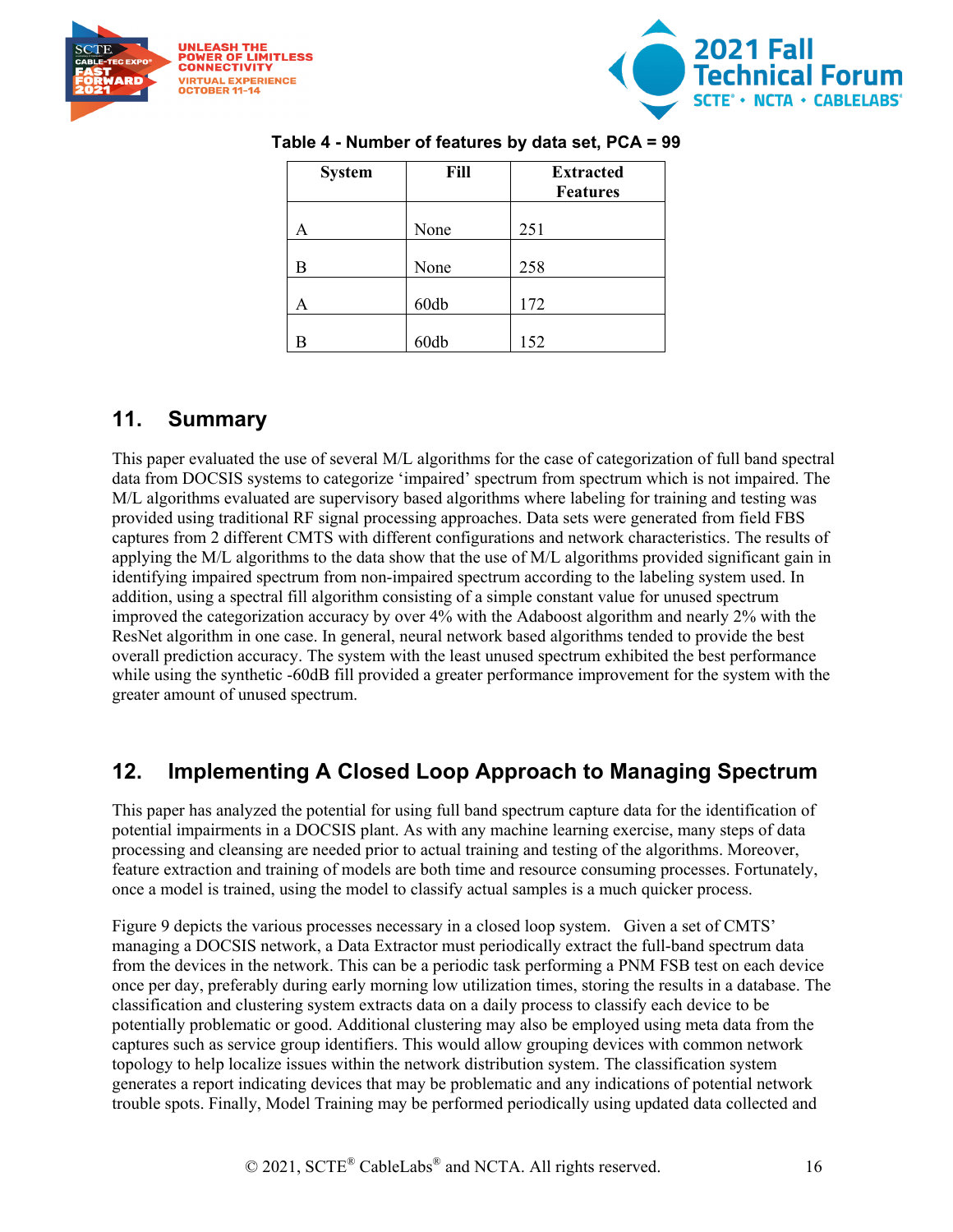**Table 4 - Number of features by data set, PCA = 99**

| System | Fill | Extracted Features |
|---|---|---|
| A | None | 251 |
| B | None | 258 |
| A | 60db | 172 |
| B | 60db | 152 |

## 11. Summary

This paper evaluated the use of several M/L algorithms for the case of categorization of full band spectral data from DOCSIS systems to categorize 'impaired' spectrum from spectrum which is not impaired. The M/L algorithms evaluated are supervisory based algorithms where labeling for training and testing was provided using traditional RF signal processing approaches. Data sets were generated from field FBS captures from 2 different CMTS with different configurations and network characteristics. The results of applying the M/L algorithms to the data show that the use of M/L algorithms provided significant gain in identifying impaired spectrum from non-impaired spectrum according to the labeling system used. In addition, using a spectral fill algorithm consisting of a simple constant value for unused spectrum improved the categorization accuracy by over 4% with the Adaboost algorithm and nearly 2% with the ResNet algorithm in one case. In general, neural network based algorithms tended to provide the best overall prediction accuracy. The system with the least unused spectrum exhibited the best performance while using the synthetic -60dB fill provided a greater performance improvement for the system with the greater amount of unused spectrum.

## 12. Implementing A Closed Loop Approach to Managing Spectrum

This paper has analyzed the potential for using full band spectrum capture data for the identification of potential impairments in a DOCSIS plant. As with any machine learning exercise, many steps of data processing and cleansing are needed prior to actual training and testing of the algorithms. Moreover, feature extraction and training of models are both time and resource consuming processes. Fortunately, once a model is trained, using the model to classify actual samples is a much quicker process.

Figure 9 depicts the various processes necessary in a closed loop system. Given a set of CMTS' managing a DOCSIS network, a Data Extractor must periodically extract the full-band spectrum data from the devices in the network. This can be a periodic task performing a PNM FSB test on each device once per day, preferably during early morning low utilization times, storing the results in a database. The classification and clustering system extracts data on a daily process to classify each device to be potentially problematic or good. Additional clustering may also be employed using meta data from the captures such as service group identifiers. This would allow grouping devices with common network topology to help localize issues within the network distribution system. The classification system generates a report indicating devices that may be problematic and any indications of potential network trouble spots. Finally, Model Training may be performed periodically using updated data collected and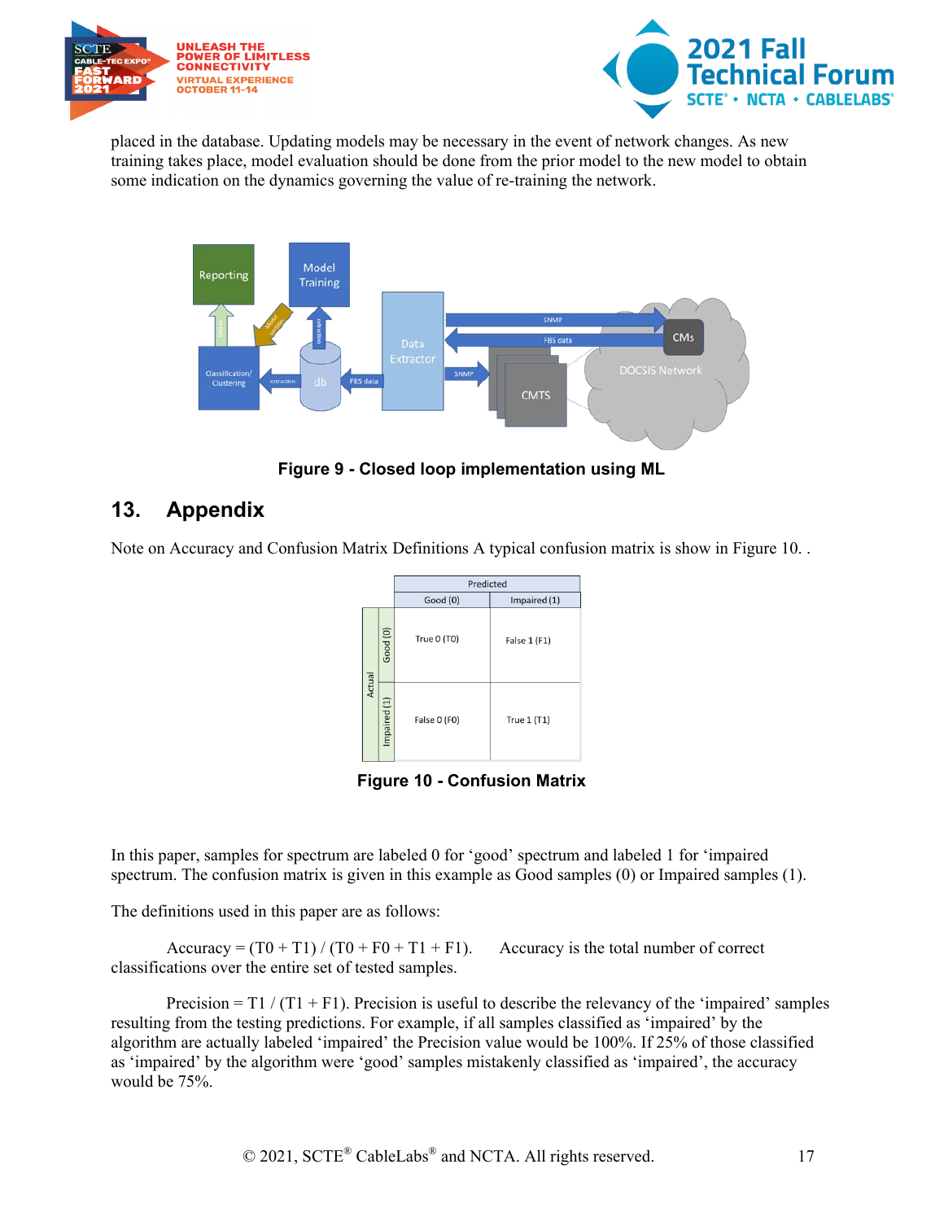placed in the database. Updating models may be necessary in the event of network changes. As new training takes place, model evaluation should be done from the prior model to the new model to obtain some indication on the dynamics governing the value of re-training the network.

**Figure 9 - Closed loop implementation using ML**

## 13. Appendix

Note on Accuracy and Confusion Matrix Definitions A typical confusion matrix is show in Figure 10. .

| | | Predicted | |
|---|---|---|---|
| | | Good (0) | Impaired (1) |
| Actual | Good (0) | True 0 (T0) | False 1 (F1) |
| | Impaired (1) | False 0 (F0) | True 1 (T1) |

**Figure 10 - Confusion Matrix**

In this paper, samples for spectrum are labeled 0 for 'good' spectrum and labeled 1 for 'impaired spectrum. The confusion matrix is given in this example as Good samples (0) or Impaired samples (1).

The definitions used in this paper are as follows:

Accuracy = (T0 + T1) / (T0 + F0 + T1 + F1). Accuracy is the total number of correct classifications over the entire set of tested samples.

Precision = T1 / (T1 + F1). Precision is useful to describe the relevancy of the 'impaired' samples resulting from the testing predictions. For example, if all samples classified as 'impaired' by the algorithm are actually labeled 'impaired' the Precision value would be 100%. If 25% of those classified as 'impaired' by the algorithm were 'good' samples mistakenly classified as 'impaired', the accuracy would be 75%.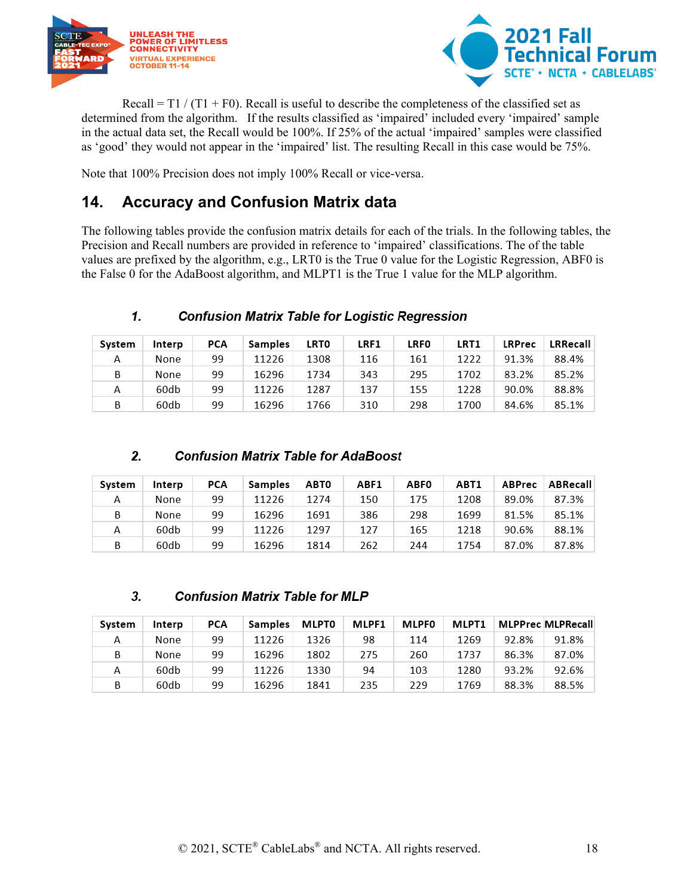Recall = T1 / (T1 + F0). Recall is useful to describe the completeness of the classified set as determined from the algorithm. If the results classified as 'impaired' included every 'impaired' sample in the actual data set, the Recall would be 100%. If 25% of the actual 'impaired' samples were classified as 'good' they would not appear in the 'impaired' list. The resulting Recall in this case would be 75%.

Note that 100% Precision does not imply 100% Recall or vice-versa.

## 14. Accuracy and Confusion Matrix data

The following tables provide the confusion matrix details for each of the trials. In the following tables, the Precision and Recall numbers are provided in reference to 'impaired' classifications. The of the table values are prefixed by the algorithm, e.g., LRT0 is the True 0 value for the Logistic Regression, ABF0 is the False 0 for the AdaBoost algorithm, and MLPT1 is the True 1 value for the MLP algorithm.

### 1. Confusion Matrix Table for Logistic Regression

| System | Interp | PCA | Samples | LRT0 | LRF1 | LRF0 | LRT1 | LRPrec | LRRecall |
|---|---|---|---|---|---|---|---|---|---|
| A | None | 99 | 11226 | 1308 | 116 | 161 | 1222 | 91.3% | 88.4% |
| B | None | 99 | 16296 | 1734 | 343 | 295 | 1702 | 83.2% | 85.2% |
| A | 60db | 99 | 11226 | 1287 | 137 | 155 | 1228 | 90.0% | 88.8% |
| B | 60db | 99 | 16296 | 1766 | 310 | 298 | 1700 | 84.6% | 85.1% |

### 2. Confusion Matrix Table for AdaBoost

| System | Interp | PCA | Samples | ABT0 | ABF1 | ABF0 | ABT1 | ABPrec | ABRecall |
|---|---|---|---|---|---|---|---|---|---|
| A | None | 99 | 11226 | 1274 | 150 | 175 | 1208 | 89.0% | 87.3% |
| B | None | 99 | 16296 | 1691 | 386 | 298 | 1699 | 81.5% | 85.1% |
| A | 60db | 99 | 11226 | 1297 | 127 | 165 | 1218 | 90.6% | 88.1% |
| B | 60db | 99 | 16296 | 1814 | 262 | 244 | 1754 | 87.0% | 87.8% |

### 3. Confusion Matrix Table for MLP

| System | Interp | PCA | Samples | MLPT0 | MLPF1 | MLPF0 | MLPT1 | MLPPrec | MLPRecall |
|---|---|---|---|---|---|---|---|---|---|
| A | None | 99 | 11226 | 1326 | 98 | 114 | 1269 | 92.8% | 91.8% |
| B | None | 99 | 16296 | 1802 | 275 | 260 | 1737 | 86.3% | 87.0% |
| A | 60db | 99 | 11226 | 1330 | 94 | 103 | 1280 | 93.2% | 92.6% |
| B | 60db | 99 | 16296 | 1841 | 235 | 229 | 1769 | 88.3% | 88.5% |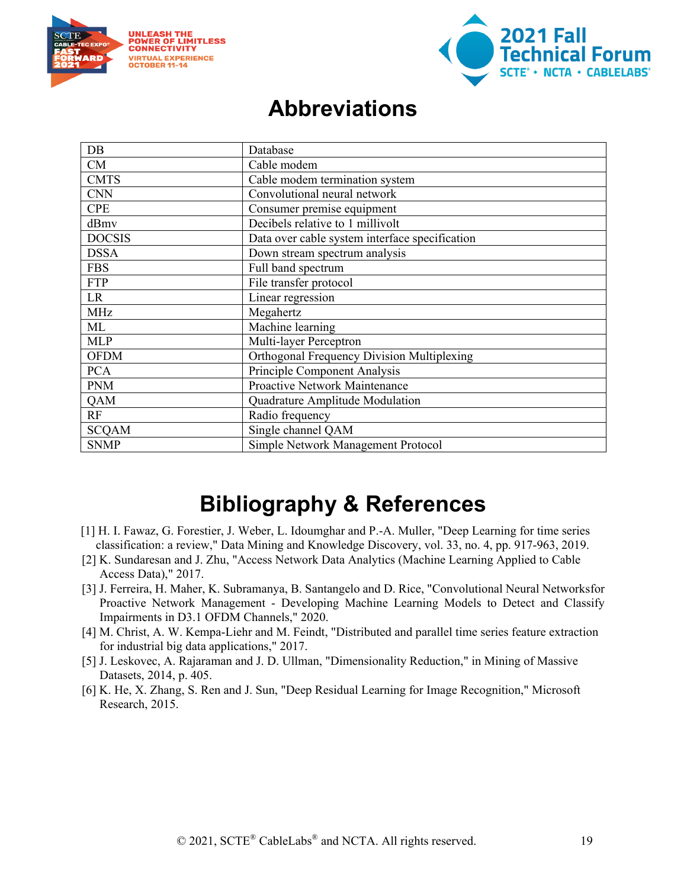# Abbreviations

| | |
|---|---|
| DB | Database |
| CM | Cable modem |
| CMTS | Cable modem termination system |
| CNN | Convolutional neural network |
| CPE | Consumer premise equipment |
| dBmv | Decibels relative to 1 millivolt |
| DOCSIS | Data over cable system interface specification |
| DSSA | Down stream spectrum analysis |
| FBS | Full band spectrum |
| FTP | File transfer protocol |
| LR | Linear regression |
| MHz | Megahertz |
| ML | Machine learning |
| MLP | Multi-layer Perceptron |
| OFDM | Orthogonal Frequency Division Multiplexing |
| PCA | Principle Component Analysis |
| PNM | Proactive Network Maintenance |
| QAM | Quadrature Amplitude Modulation |
| RF | Radio frequency |
| SCQAM | Single channel QAM |
| SNMP | Simple Network Management Protocol |

# Bibliography & References

[1] H. I. Fawaz, G. Forestier, J. Weber, L. Idoumghar and P.-A. Muller, "Deep Learning for time series classification: a review," Data Mining and Knowledge Discovery, vol. 33, no. 4, pp. 917-963, 2019.

[2] K. Sundaresan and J. Zhu, "Access Network Data Analytics (Machine Learning Applied to Cable Access Data)," 2017.

[3] J. Ferreira, H. Maher, K. Subramanya, B. Santangelo and D. Rice, "Convolutional Neural Networksfor Proactive Network Management - Developing Machine Learning Models to Detect and Classify Impairments in D3.1 OFDM Channels," 2020.

[4] M. Christ, A. W. Kempa-Liehr and M. Feindt, "Distributed and parallel time series feature extraction for industrial big data applications," 2017.

[5] J. Leskovec, A. Rajaraman and J. D. Ullman, "Dimensionality Reduction," in Mining of Massive Datasets, 2014, p. 405.

[6] K. He, X. Zhang, S. Ren and J. Sun, "Deep Residual Learning for Image Recognition," Microsoft Research, 2015.